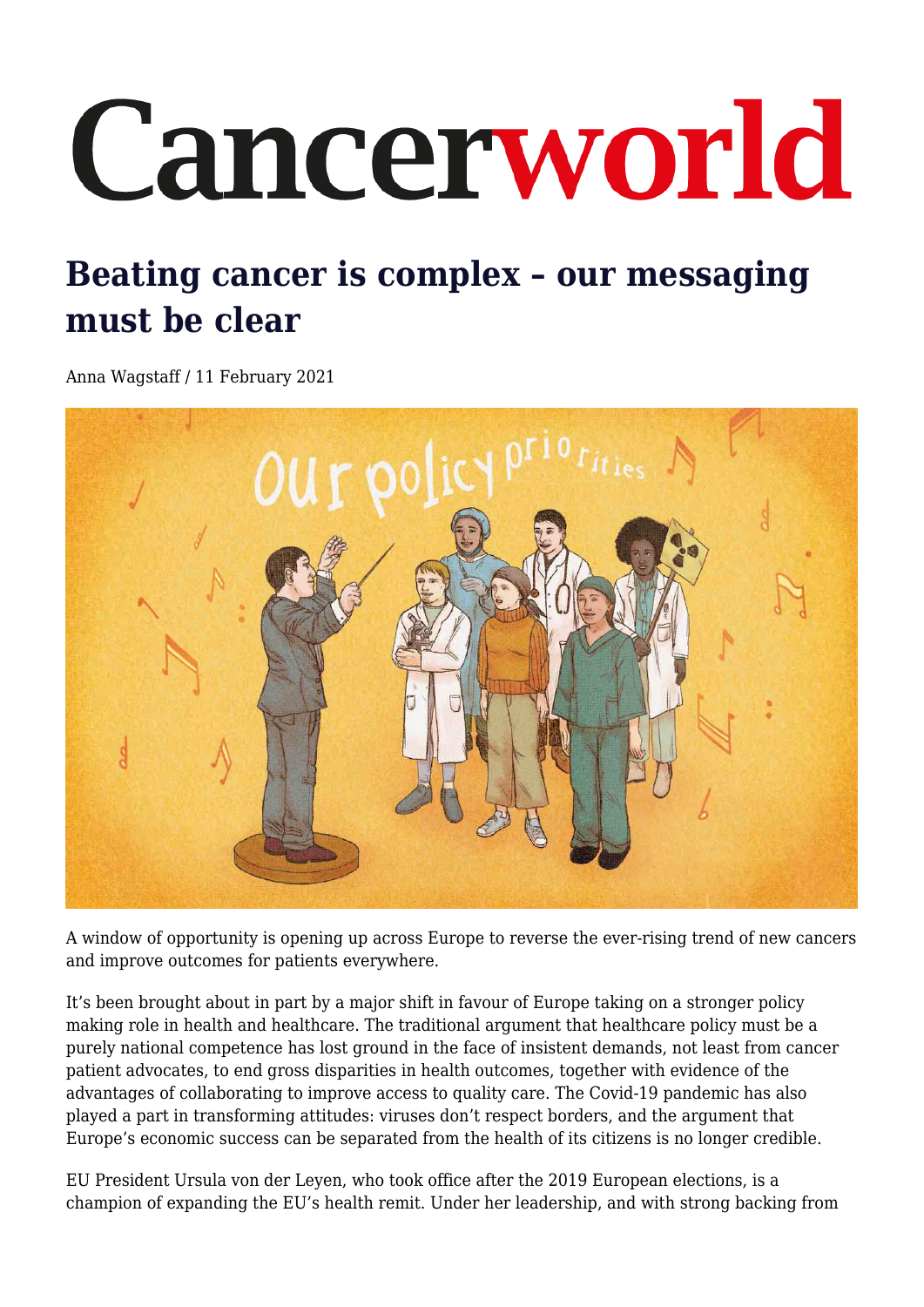# Cancerworld

## Beating cancer is complex – our messaging must be clear

Anna Wagstaff / 11 February 2021

A window of opportunity is opening up across Europe to reverse the ever-rising trend of new cancers and improve outcomes for patients everywhere.

It's been brought about in part by a major shift in favour of Europe taking on a stronger policy making role in health and healthcare. The traditional argument that healthcare policy must be a purely national competence has lost ground in the face of insistent demands, not least from cancer patient advocates, to end gross disparities in health outcomes, together with evidence of the advantages of collaborating to improve access to quality care. The Covid-19 pandemic has also played a part in transforming attitudes: viruses don't respect borders, and the argument that Europe's economic success can be separated from the health of its citizens is no longer credible.

EU President Ursula von der Leyen, who took office after the 2019 European elections, is a champion of expanding the EU's health remit. Under her leadership, and with strong backing from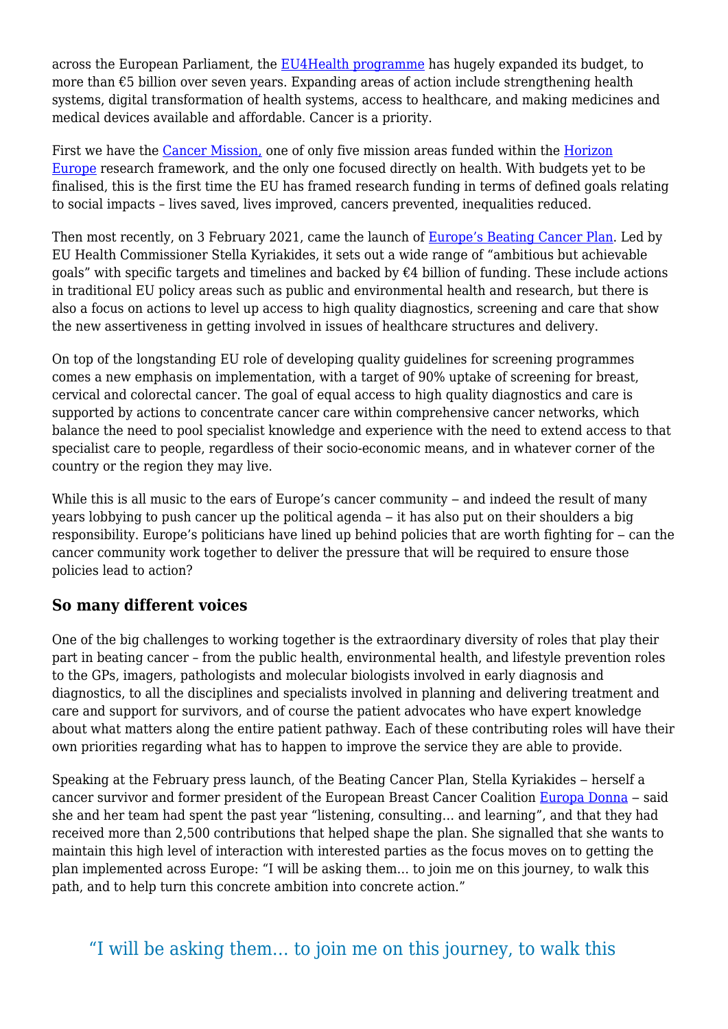across the European Parliament, the EU4Health programme has hugely expanded its budget, to more than €5 billion over seven years. Expanding areas of action include strengthening health systems, digital transformation of health systems, access to healthcare, and making medicines and medical devices available and affordable. Cancer is a priority.

First we have the Cancer Mission, one of only five mission areas funded within the Horizon Europe research framework, and the only one focused directly on health. With budgets yet to be finalised, this is the first time the EU has framed research funding in terms of defined goals relating to social impacts – lives saved, lives improved, cancers prevented, inequalities reduced.

Then most recently, on 3 February 2021, came the launch of Europe's Beating Cancer Plan. Led by EU Health Commissioner Stella Kyriakides, it sets out a wide range of "ambitious but achievable goals" with specific targets and timelines and backed by €4 billion of funding. These include actions in traditional EU policy areas such as public and environmental health and research, but there is also a focus on actions to level up access to high quality diagnostics, screening and care that show the new assertiveness in getting involved in issues of healthcare structures and delivery.

On top of the longstanding EU role of developing quality guidelines for screening programmes comes a new emphasis on implementation, with a target of 90% uptake of screening for breast, cervical and colorectal cancer. The goal of equal access to high quality diagnostics and care is supported by actions to concentrate cancer care within comprehensive cancer networks, which balance the need to pool specialist knowledge and experience with the need to extend access to that specialist care to people, regardless of their socio-economic means, and in whatever corner of the country or the region they may live.

While this is all music to the ears of Europe's cancer community – and indeed the result of many years lobbying to push cancer up the political agenda – it has also put on their shoulders a big responsibility. Europe's politicians have lined up behind policies that are worth fighting for – can the cancer community work together to deliver the pressure that will be required to ensure those policies lead to action?

## So many different voices

One of the big challenges to working together is the extraordinary diversity of roles that play their part in beating cancer – from the public health, environmental health, and lifestyle prevention roles to the GPs, imagers, pathologists and molecular biologists involved in early diagnosis and diagnostics, to all the disciplines and specialists involved in planning and delivering treatment and care and support for survivors, and of course the patient advocates who have expert knowledge about what matters along the entire patient pathway. Each of these contributing roles will have their own priorities regarding what has to happen to improve the service they are able to provide.

Speaking at the February press launch, of the Beating Cancer Plan, Stella Kyriakides – herself a cancer survivor and former president of the European Breast Cancer Coalition Europa Donna – said she and her team had spent the past year "listening, consulting… and learning", and that they had received more than 2,500 contributions that helped shape the plan. She signalled that she wants to maintain this high level of interaction with interested parties as the focus moves on to getting the plan implemented across Europe: "I will be asking them… to join me on this journey, to walk this path, and to help turn this concrete ambition into concrete action."

> "I will be asking them… to join me on this journey, to walk this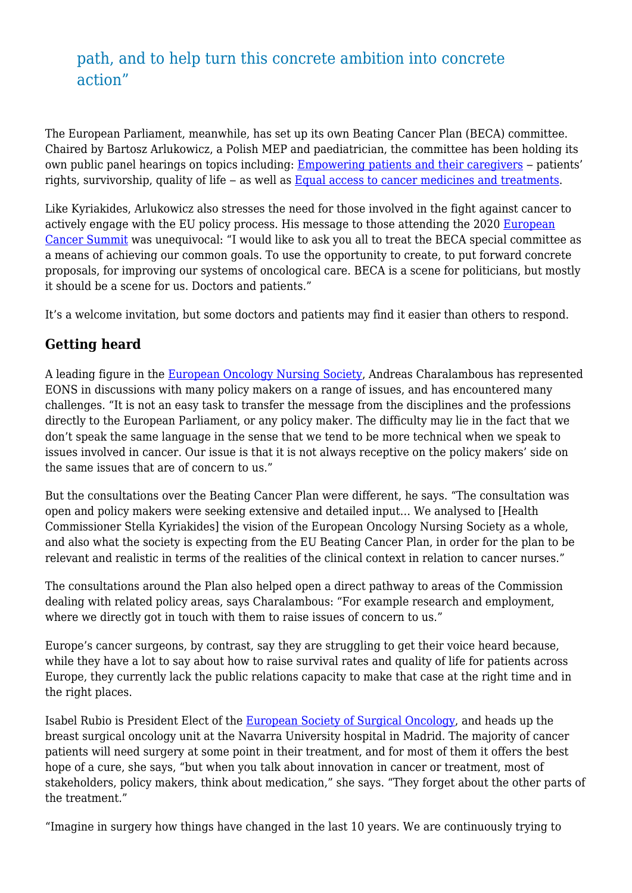path, and to help turn this concrete ambition into concrete action"

The European Parliament, meanwhile, has set up its own Beating Cancer Plan (BECA) committee. Chaired by Bartosz Arlukowicz, a Polish MEP and paediatrician, the committee has been holding its own public panel hearings on topics including: [Empowering patients and their caregivers](#) – patients' rights, survivorship, quality of life – as well as [Equal access to cancer medicines and treatments](#).

Like Kyriakides, Arlukowicz also stresses the need for those involved in the fight against cancer to actively engage with the EU policy process. His message to those attending the 2020 [European Cancer Summit](#) was unequivocal: "I would like to ask you all to treat the BECA special committee as a means of achieving our common goals. To use the opportunity to create, to put forward concrete proposals, for improving our systems of oncological care. BECA is a scene for politicians, but mostly it should be a scene for us. Doctors and patients."

It's a welcome invitation, but some doctors and patients may find it easier than others to respond.

## Getting heard

A leading figure in the [European Oncology Nursing Society](#), Andreas Charalambous has represented EONS in discussions with many policy makers on a range of issues, and has encountered many challenges. "It is not an easy task to transfer the message from the disciplines and the professions directly to the European Parliament, or any policy maker. The difficulty may lie in the fact that we don't speak the same language in the sense that we tend to be more technical when we speak to issues involved in cancer. Our issue is that it is not always receptive on the policy makers' side on the same issues that are of concern to us."

But the consultations over the Beating Cancer Plan were different, he says. "The consultation was open and policy makers were seeking extensive and detailed input… We analysed to [Health Commissioner Stella Kyriakides] the vision of the European Oncology Nursing Society as a whole, and also what the society is expecting from the EU Beating Cancer Plan, in order for the plan to be relevant and realistic in terms of the realities of the clinical context in relation to cancer nurses."

The consultations around the Plan also helped open a direct pathway to areas of the Commission dealing with related policy areas, says Charalambous: "For example research and employment, where we directly got in touch with them to raise issues of concern to us."

Europe's cancer surgeons, by contrast, say they are struggling to get their voice heard because, while they have a lot to say about how to raise survival rates and quality of life for patients across Europe, they currently lack the public relations capacity to make that case at the right time and in the right places.

Isabel Rubio is President Elect of the [European Society of Surgical Oncology](#), and heads up the breast surgical oncology unit at the Navarra University hospital in Madrid. The majority of cancer patients will need surgery at some point in their treatment, and for most of them it offers the best hope of a cure, she says, "but when you talk about innovation in cancer or treatment, most of stakeholders, policy makers, think about medication," she says. "They forget about the other parts of the treatment."

"Imagine in surgery how things have changed in the last 10 years. We are continuously trying to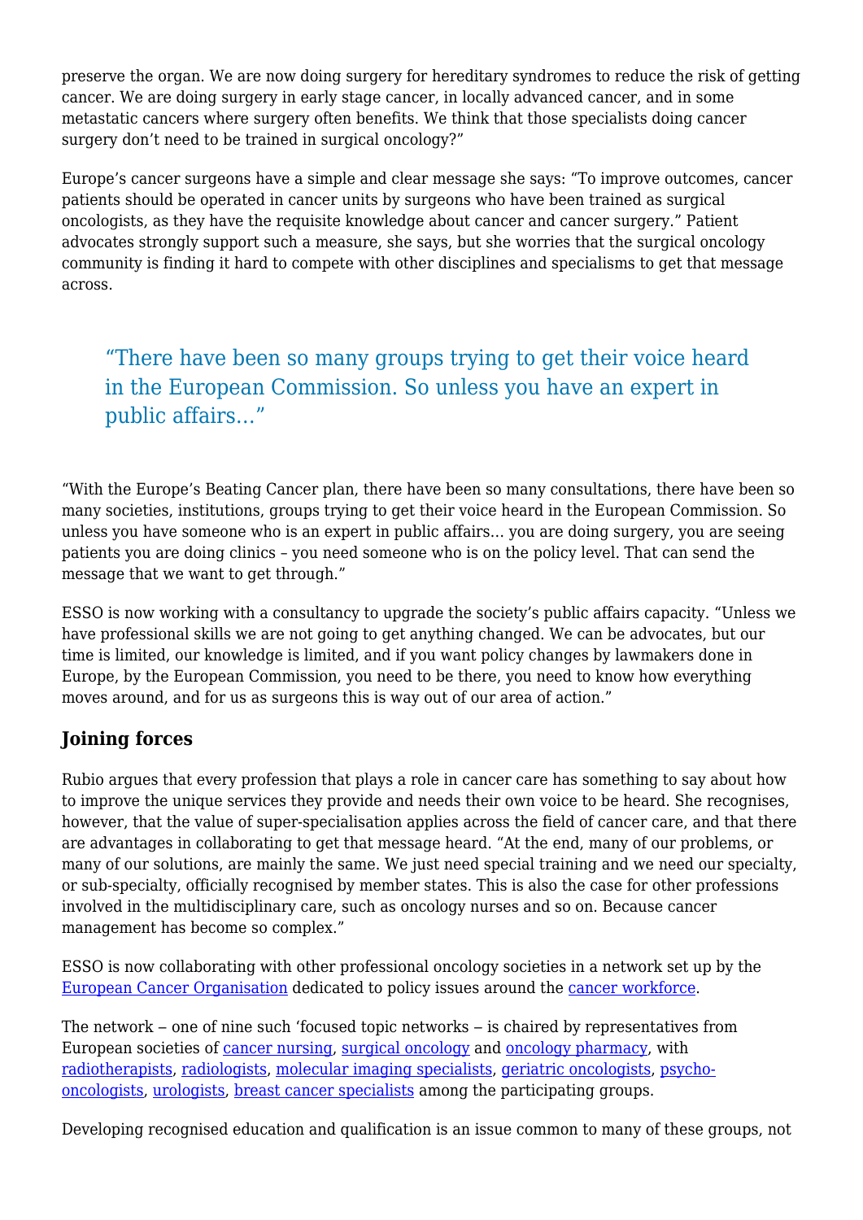preserve the organ. We are now doing surgery for hereditary syndromes to reduce the risk of getting cancer. We are doing surgery in early stage cancer, in locally advanced cancer, and in some metastatic cancers where surgery often benefits. We think that those specialists doing cancer surgery don't need to be trained in surgical oncology?"

Europe's cancer surgeons have a simple and clear message she says: "To improve outcomes, cancer patients should be operated in cancer units by surgeons who have been trained as surgical oncologists, as they have the requisite knowledge about cancer and cancer surgery." Patient advocates strongly support such a measure, she says, but she worries that the surgical oncology community is finding it hard to compete with other disciplines and specialisms to get that message across.

> "There have been so many groups trying to get their voice heard in the European Commission. So unless you have an expert in public affairs…"

"With the Europe's Beating Cancer plan, there have been so many consultations, there have been so many societies, institutions, groups trying to get their voice heard in the European Commission. So unless you have someone who is an expert in public affairs… you are doing surgery, you are seeing patients you are doing clinics – you need someone who is on the policy level. That can send the message that we want to get through."

ESSO is now working with a consultancy to upgrade the society's public affairs capacity. "Unless we have professional skills we are not going to get anything changed. We can be advocates, but our time is limited, our knowledge is limited, and if you want policy changes by lawmakers done in Europe, by the European Commission, you need to be there, you need to know how everything moves around, and for us as surgeons this is way out of our area of action."

## Joining forces

Rubio argues that every profession that plays a role in cancer care has something to say about how to improve the unique services they provide and needs their own voice to be heard. She recognises, however, that the value of super-specialisation applies across the field of cancer care, and that there are advantages in collaborating to get that message heard. "At the end, many of our problems, or many of our solutions, are mainly the same. We just need special training and we need our specialty, or sub-specialty, officially recognised by member states. This is also the case for other professions involved in the multidisciplinary care, such as oncology nurses and so on. Because cancer management has become so complex."

ESSO is now collaborating with other professional oncology societies in a network set up by the European Cancer Organisation dedicated to policy issues around the cancer workforce.

The network – one of nine such 'focused topic networks – is chaired by representatives from European societies of cancer nursing, surgical oncology and oncology pharmacy, with radiotherapists, radiologists, molecular imaging specialists, geriatric oncologists, psycho-oncologists, urologists, breast cancer specialists among the participating groups.

Developing recognised education and qualification is an issue common to many of these groups, not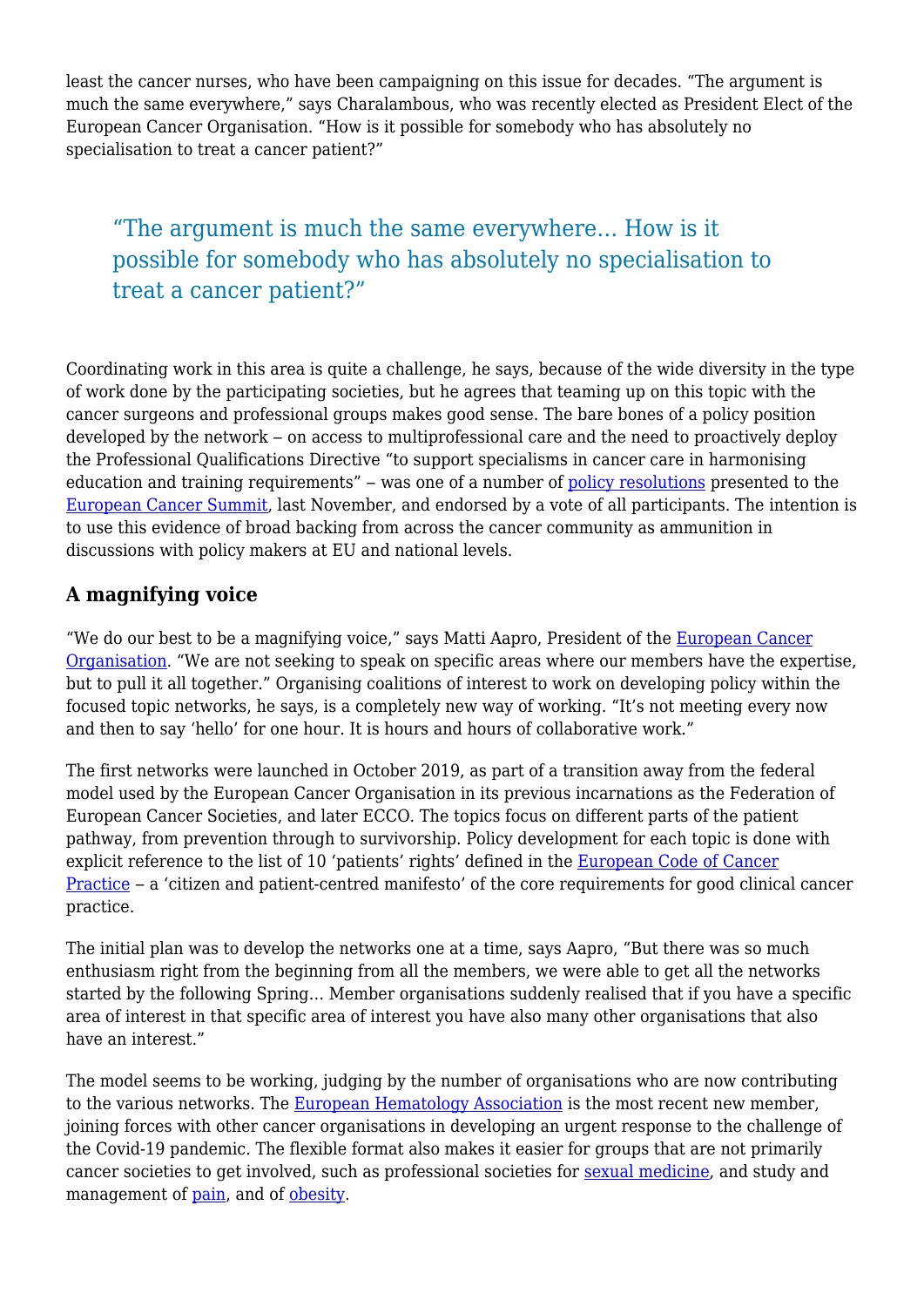least the cancer nurses, who have been campaigning on this issue for decades. “The argument is much the same everywhere,” says Charalambous, who was recently elected as President Elect of the European Cancer Organisation. “How is it possible for somebody who has absolutely no specialisation to treat a cancer patient?”

> “The argument is much the same everywhere… How is it possible for somebody who has absolutely no specialisation to treat a cancer patient?”

Coordinating work in this area is quite a challenge, he says, because of the wide diversity in the type of work done by the participating societies, but he agrees that teaming up on this topic with the cancer surgeons and professional groups makes good sense. The bare bones of a policy position developed by the network – on access to multiprofessional care and the need to proactively deploy the Professional Qualifications Directive “to support specialisms in cancer care in harmonising education and training requirements” – was one of a number of policy resolutions presented to the European Cancer Summit, last November, and endorsed by a vote of all participants. The intention is to use this evidence of broad backing from across the cancer community as ammunition in discussions with policy makers at EU and national levels.

## A magnifying voice

“We do our best to be a magnifying voice,” says Matti Aapro, President of the European Cancer Organisation. “We are not seeking to speak on specific areas where our members have the expertise, but to pull it all together.” Organising coalitions of interest to work on developing policy within the focused topic networks, he says, is a completely new way of working. “It’s not meeting every now and then to say ‘hello’ for one hour. It is hours and hours of collaborative work.”

The first networks were launched in October 2019, as part of a transition away from the federal model used by the European Cancer Organisation in its previous incarnations as the Federation of European Cancer Societies, and later ECCO. The topics focus on different parts of the patient pathway, from prevention through to survivorship. Policy development for each topic is done with explicit reference to the list of 10 ‘patients’ rights’ defined in the European Code of Cancer Practice – a ‘citizen and patient-centred manifesto’ of the core requirements for good clinical cancer practice.

The initial plan was to develop the networks one at a time, says Aapro, “But there was so much enthusiasm right from the beginning from all the members, we were able to get all the networks started by the following Spring… Member organisations suddenly realised that if you have a specific area of interest in that specific area of interest you have also many other organisations that also have an interest.”

The model seems to be working, judging by the number of organisations who are now contributing to the various networks. The European Hematology Association is the most recent new member, joining forces with other cancer organisations in developing an urgent response to the challenge of the Covid-19 pandemic. The flexible format also makes it easier for groups that are not primarily cancer societies to get involved, such as professional societies for sexual medicine, and study and management of pain, and of obesity.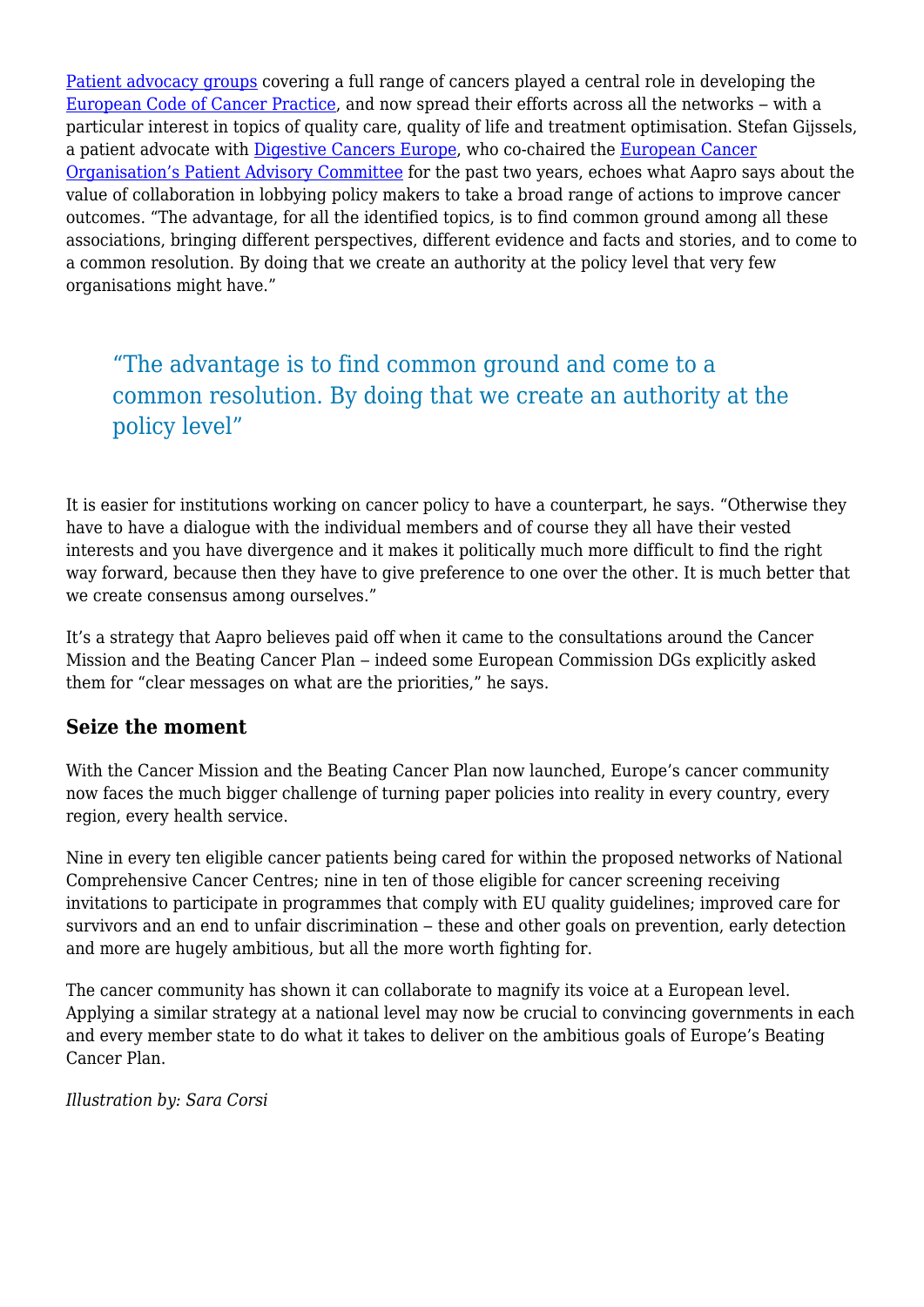Patient advocacy groups covering a full range of cancers played a central role in developing the European Code of Cancer Practice, and now spread their efforts across all the networks – with a particular interest in topics of quality care, quality of life and treatment optimisation. Stefan Gijssels, a patient advocate with Digestive Cancers Europe, who co-chaired the European Cancer Organisation's Patient Advisory Committee for the past two years, echoes what Aapro says about the value of collaboration in lobbying policy makers to take a broad range of actions to improve cancer outcomes. "The advantage, for all the identified topics, is to find common ground among all these associations, bringing different perspectives, different evidence and facts and stories, and to come to a common resolution. By doing that we create an authority at the policy level that very few organisations might have."

> "The advantage is to find common ground and come to a common resolution. By doing that we create an authority at the policy level"

It is easier for institutions working on cancer policy to have a counterpart, he says. "Otherwise they have to have a dialogue with the individual members and of course they all have their vested interests and you have divergence and it makes it politically much more difficult to find the right way forward, because then they have to give preference to one over the other. It is much better that we create consensus among ourselves."

It's a strategy that Aapro believes paid off when it came to the consultations around the Cancer Mission and the Beating Cancer Plan – indeed some European Commission DGs explicitly asked them for "clear messages on what are the priorities," he says.

### Seize the moment

With the Cancer Mission and the Beating Cancer Plan now launched, Europe's cancer community now faces the much bigger challenge of turning paper policies into reality in every country, every region, every health service.

Nine in every ten eligible cancer patients being cared for within the proposed networks of National Comprehensive Cancer Centres; nine in ten of those eligible for cancer screening receiving invitations to participate in programmes that comply with EU quality guidelines; improved care for survivors and an end to unfair discrimination – these and other goals on prevention, early detection and more are hugely ambitious, but all the more worth fighting for.

The cancer community has shown it can collaborate to magnify its voice at a European level. Applying a similar strategy at a national level may now be crucial to convincing governments in each and every member state to do what it takes to deliver on the ambitious goals of Europe's Beating Cancer Plan.

*Illustration by: Sara Corsi*